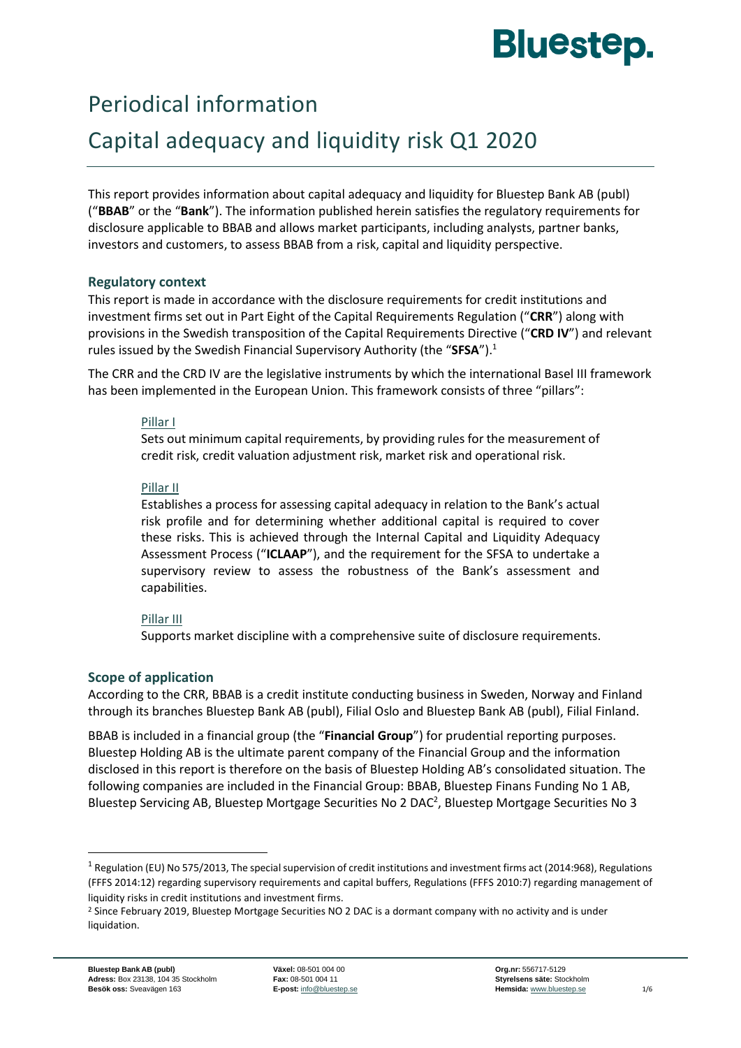# Periodical information

# Capital adequacy and liquidity risk Q1 2020

This report provides information about capital adequacy and liquidity for Bluestep Bank AB (publ) ("**BBAB**" or the "**Bank**"). The information published herein satisfies the regulatory requirements for disclosure applicable to BBAB and allows market participants, including analysts, partner banks, investors and customers, to assess BBAB from a risk, capital and liquidity perspective.

## Regulatory context

This report is made in accordance with the disclosure requirements for credit institutions and investment firms set out in Part Eight of the Capital Requirements Regulation ("**CRR**") along with provisions in the Swedish transposition of the Capital Requirements Directive ("**CRD IV**") and relevant rules issued by the Swedish Financial Supervisory Authority (the "**SFSA**").[1]

The CRR and the CRD IV are the legislative instruments by which the international Basel III framework has been implemented in the European Union. This framework consists of three "pillars":

Pillar I

Sets out minimum capital requirements, by providing rules for the measurement of credit risk, credit valuation adjustment risk, market risk and operational risk.

Pillar II

Establishes a process for assessing capital adequacy in relation to the Bank's actual risk profile and for determining whether additional capital is required to cover these risks. This is achieved through the Internal Capital and Liquidity Adequacy Assessment Process ("**ICLAAP**"), and the requirement for the SFSA to undertake a supervisory review to assess the robustness of the Bank's assessment and capabilities.

Pillar III

Supports market discipline with a comprehensive suite of disclosure requirements.

## Scope of application

According to the CRR, BBAB is a credit institute conducting business in Sweden, Norway and Finland through its branches Bluestep Bank AB (publ), Filial Oslo and Bluestep Bank AB (publ), Filial Finland.

BBAB is included in a financial group (the "**Financial Group**") for prudential reporting purposes. Bluestep Holding AB is the ultimate parent company of the Financial Group and the information disclosed in this report is therefore on the basis of Bluestep Holding AB's consolidated situation. The following companies are included in the Financial Group: BBAB, Bluestep Finans Funding No 1 AB, Bluestep Servicing AB, Bluestep Mortgage Securities No 2 DAC[2], Bluestep Mortgage Securities No 3

---

[1] Regulation (EU) No 575/2013, The special supervision of credit institutions and investment firms act (2014:968), Regulations (FFFS 2014:12) regarding supervisory requirements and capital buffers, Regulations (FFFS 2010:7) regarding management of liquidity risks in credit institutions and investment firms.

[2] Since February 2019, Bluestep Mortgage Securities NO 2 DAC is a dormant company with no activity and is under liquidation.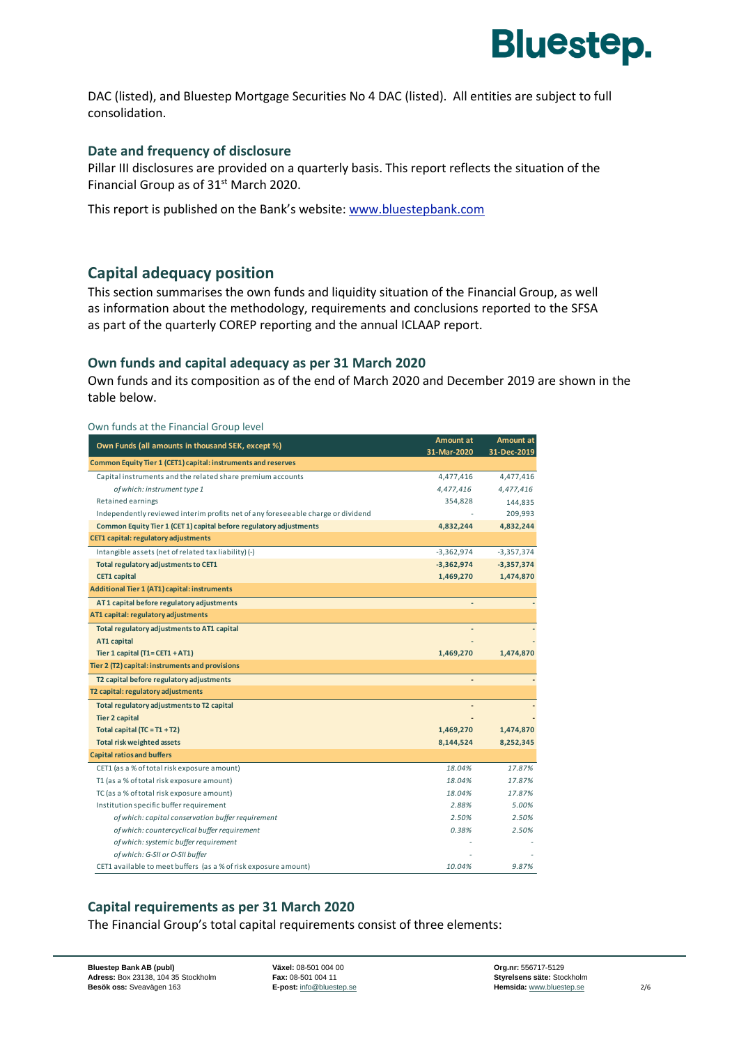DAC (listed), and Bluestep Mortgage Securities No 4 DAC (listed). All entities are subject to full consolidation.

### Date and frequency of disclosure

Pillar III disclosures are provided on a quarterly basis. This report reflects the situation of the Financial Group as of 31st March 2020.

This report is published on the Bank's website: www.bluestepbank.com

## Capital adequacy position

This section summarises the own funds and liquidity situation of the Financial Group, as well as information about the methodology, requirements and conclusions reported to the SFSA as part of the quarterly COREP reporting and the annual ICLAAP report.

### Own funds and capital adequacy as per 31 March 2020

Own funds and its composition as of the end of March 2020 and December 2019 are shown in the table below.

Own funds at the Financial Group level

| Own Funds (all amounts in thousand SEK, except %) | Amount at 31-Mar-2020 | Amount at 31-Dec-2019 |
|---|---|---|
| **Common Equity Tier 1 (CET1) capital: instruments and reserves** | | |
| Capital instruments and the related share premium accounts | 4,477,416 | 4,477,416 |
| *of which: instrument type 1* | *4,477,416* | *4,477,416* |
| Retained earnings | 354,828 | 144,835 |
| Independently reviewed interim profits net of any foreseeable charge or dividend | - | 209,993 |
| **Common Equity Tier 1 (CET 1) capital before regulatory adjustments** | **4,832,244** | **4,832,244** |
| **CET1 capital: regulatory adjustments** | | |
| Intangible assets (net of related tax liability) (-) | -3,362,974 | -3,357,374 |
| **Total regulatory adjustments to CET1** | **-3,362,974** | **-3,357,374** |
| **CET1 capital** | **1,469,270** | **1,474,870** |
| **Additional Tier 1 (AT1) capital: instruments** | | |
| **AT 1 capital before regulatory adjustments** | - | - |
| **AT1 capital: regulatory adjustments** | | |
| **Total regulatory adjustments to AT1 capital** | - | - |
| **AT1 capital** | - | - |
| **Tier 1 capital (T1 = CET1 + AT1)** | **1,469,270** | **1,474,870** |
| **Tier 2 (T2) capital: instruments and provisions** | | |
| **T2 capital before regulatory adjustments** | - | - |
| **T2 capital: regulatory adjustments** | | |
| **Total regulatory adjustments to T2 capital** | - | - |
| **Tier 2 capital** | - | - |
| **Total capital (TC = T1 + T2)** | **1,469,270** | **1,474,870** |
| **Total risk weighted assets** | **8,144,524** | **8,252,345** |
| **Capital ratios and buffers** | | |
| CET1 (as a % of total risk exposure amount) | *18.04%* | *17.87%* |
| T1 (as a % of total risk exposure amount) | *18.04%* | *17.87%* |
| TC (as a % of total risk exposure amount) | *18.04%* | *17.87%* |
| Institution specific buffer requirement | *2.88%* | *5.00%* |
| *of which: capital conservation buffer requirement* | *2.50%* | *2.50%* |
| *of which: countercyclical buffer requirement* | *0.38%* | *2.50%* |
| *of which: systemic buffer requirement* | - | - |
| *of which: G-SII or O-SII buffer* | - | - |
| CET1 available to meet buffers (as a % of risk exposure amount) | *10.04%* | *9.87%* |

### Capital requirements as per 31 March 2020

The Financial Group's total capital requirements consist of three elements: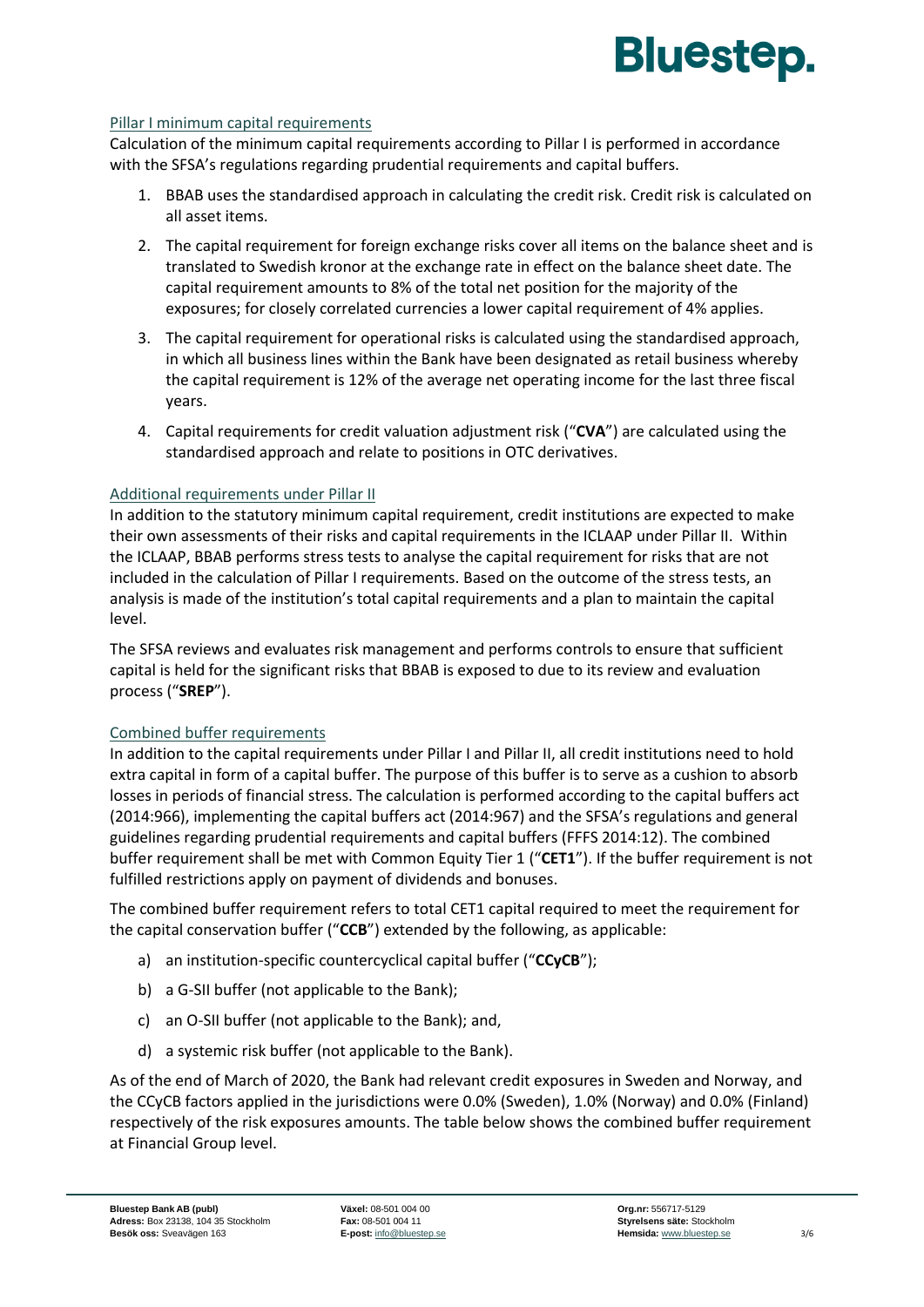Pillar I minimum capital requirements

Calculation of the minimum capital requirements according to Pillar I is performed in accordance with the SFSA's regulations regarding prudential requirements and capital buffers.

1. BBAB uses the standardised approach in calculating the credit risk. Credit risk is calculated on all asset items.
2. The capital requirement for foreign exchange risks cover all items on the balance sheet and is translated to Swedish kronor at the exchange rate in effect on the balance sheet date. The capital requirement amounts to 8% of the total net position for the majority of the exposures; for closely correlated currencies a lower capital requirement of 4% applies.
3. The capital requirement for operational risks is calculated using the standardised approach, in which all business lines within the Bank have been designated as retail business whereby the capital requirement is 12% of the average net operating income for the last three fiscal years.
4. Capital requirements for credit valuation adjustment risk ("**CVA**") are calculated using the standardised approach and relate to positions in OTC derivatives.

Additional requirements under Pillar II

In addition to the statutory minimum capital requirement, credit institutions are expected to make their own assessments of their risks and capital requirements in the ICLAAP under Pillar II. Within the ICLAAP, BBAB performs stress tests to analyse the capital requirement for risks that are not included in the calculation of Pillar I requirements. Based on the outcome of the stress tests, an analysis is made of the institution's total capital requirements and a plan to maintain the capital level.

The SFSA reviews and evaluates risk management and performs controls to ensure that sufficient capital is held for the significant risks that BBAB is exposed to due to its review and evaluation process ("**SREP**").

Combined buffer requirements

In addition to the capital requirements under Pillar I and Pillar II, all credit institutions need to hold extra capital in form of a capital buffer. The purpose of this buffer is to serve as a cushion to absorb losses in periods of financial stress. The calculation is performed according to the capital buffers act (2014:966), implementing the capital buffers act (2014:967) and the SFSA's regulations and general guidelines regarding prudential requirements and capital buffers (FFFS 2014:12). The combined buffer requirement shall be met with Common Equity Tier 1 ("**CET1**"). If the buffer requirement is not fulfilled restrictions apply on payment of dividends and bonuses.

The combined buffer requirement refers to total CET1 capital required to meet the requirement for the capital conservation buffer ("**CCB**") extended by the following, as applicable:

a) an institution-specific countercyclical capital buffer ("**CCyCB**");
b) a G-SII buffer (not applicable to the Bank);
c) an O-SII buffer (not applicable to the Bank); and,
d) a systemic risk buffer (not applicable to the Bank).

As of the end of March of 2020, the Bank had relevant credit exposures in Sweden and Norway, and the CCyCB factors applied in the jurisdictions were 0.0% (Sweden), 1.0% (Norway) and 0.0% (Finland) respectively of the risk exposures amounts. The table below shows the combined buffer requirement at Financial Group level.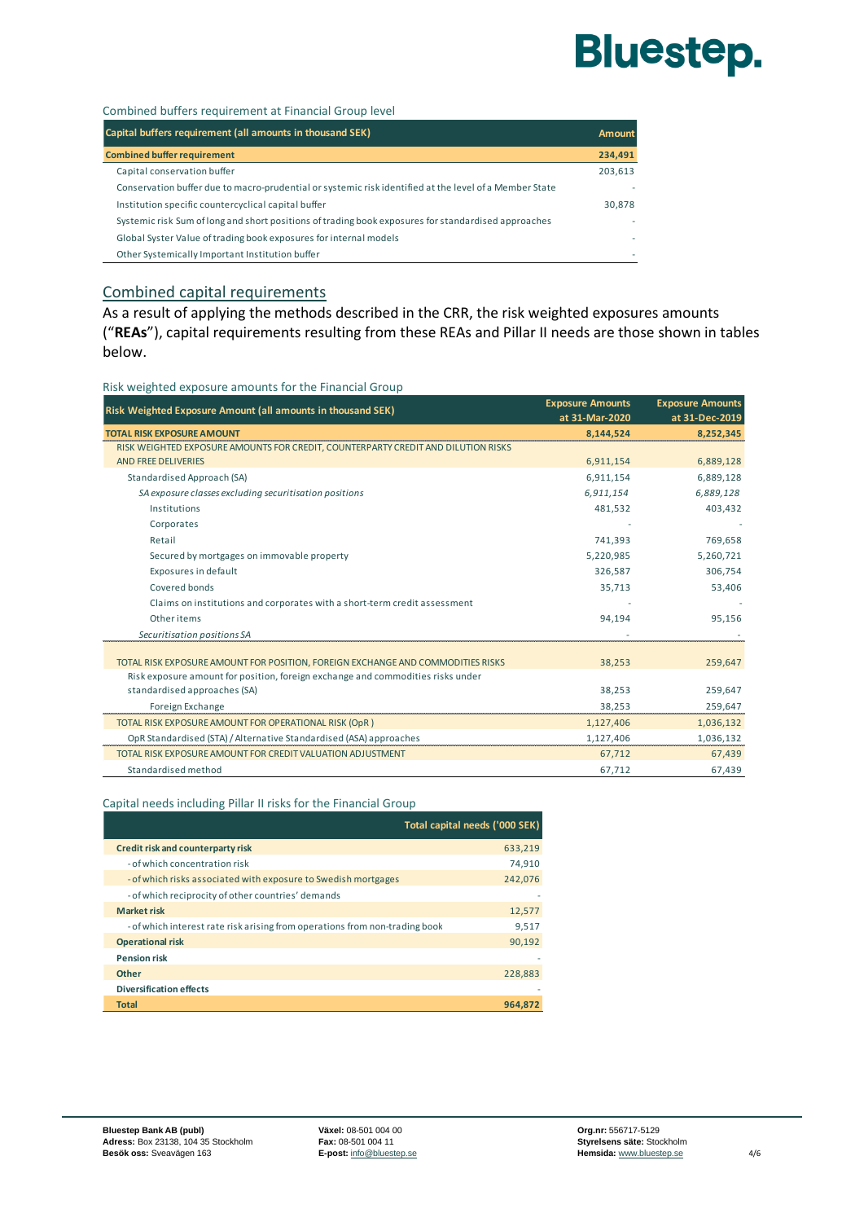Combined buffers requirement at Financial Group level

| Capital buffers requirement (all amounts in thousand SEK) | Amount |
|---|---|
| **Combined buffer requirement** | **234,491** |
| Capital conservation buffer | 203,613 |
| Conservation buffer due to macro-prudential or systemic risk identified at the level of a Member State | - |
| Institution specific countercyclical capital buffer | 30,878 |
| Systemic risk Sum of long and short positions of trading book exposures for standardised approaches | - |
| Global Syster Value of trading book exposures for internal models | - |
| Other Systemically Important Institution buffer | - |

## Combined capital requirements

As a result of applying the methods described in the CRR, the risk weighted exposures amounts ("**REAs**"), capital requirements resulting from these REAs and Pillar II needs are those shown in tables below.

Risk weighted exposure amounts for the Financial Group

| Risk Weighted Exposure Amount (all amounts in thousand SEK) | Exposure Amounts at 31-Mar-2020 | Exposure Amounts at 31-Dec-2019 |
|---|---|---|
| **TOTAL RISK EXPOSURE AMOUNT** | **8,144,524** | **8,252,345** |
| RISK WEIGHTED EXPOSURE AMOUNTS FOR CREDIT, COUNTERPARTY CREDIT AND DILUTION RISKS AND FREE DELIVERIES | 6,911,154 | 6,889,128 |
| Standardised Approach (SA) | 6,911,154 | 6,889,128 |
| *SA exposure classes excluding securitisation positions* | *6,911,154* | *6,889,128* |
| Institutions | 481,532 | 403,432 |
| Corporates | - | - |
| Retail | 741,393 | 769,658 |
| Secured by mortgages on immovable property | 5,220,985 | 5,260,721 |
| Exposures in default | 326,587 | 306,754 |
| Covered bonds | 35,713 | 53,406 |
| Claims on institutions and corporates with a short-term credit assessment | - | - |
| Other items | 94,194 | 95,156 |
| *Securitisation positions SA* | - | - |
| TOTAL RISK EXPOSURE AMOUNT FOR POSITION, FOREIGN EXCHANGE AND COMMODITIES RISKS | 38,253 | 259,647 |
| Risk exposure amount for position, foreign exchange and commodities risks under standardised approaches (SA) | 38,253 | 259,647 |
| Foreign Exchange | 38,253 | 259,647 |
| TOTAL RISK EXPOSURE AMOUNT FOR OPERATIONAL RISK (OpR ) | 1,127,406 | 1,036,132 |
| OpR Standardised (STA) / Alternative Standardised (ASA) approaches | 1,127,406 | 1,036,132 |
| TOTAL RISK EXPOSURE AMOUNT FOR CREDIT VALUATION ADJUSTMENT | 67,712 | 67,439 |
| Standardised method | 67,712 | 67,439 |

Capital needs including Pillar II risks for the Financial Group

| | Total capital needs ('000 SEK) |
|---|---|
| **Credit risk and counterparty risk** | 633,219 |
| - of which concentration risk | 74,910 |
| - of which risks associated with exposure to Swedish mortgages | 242,076 |
| - of which reciprocity of other countries' demands | - |
| **Market risk** | 12,577 |
| - of which interest rate risk arising from operations from non-trading book | 9,517 |
| **Operational risk** | 90,192 |
| **Pension risk** | - |
| **Other** | 228,883 |
| **Diversification effects** | - |
| **Total** | **964,872** |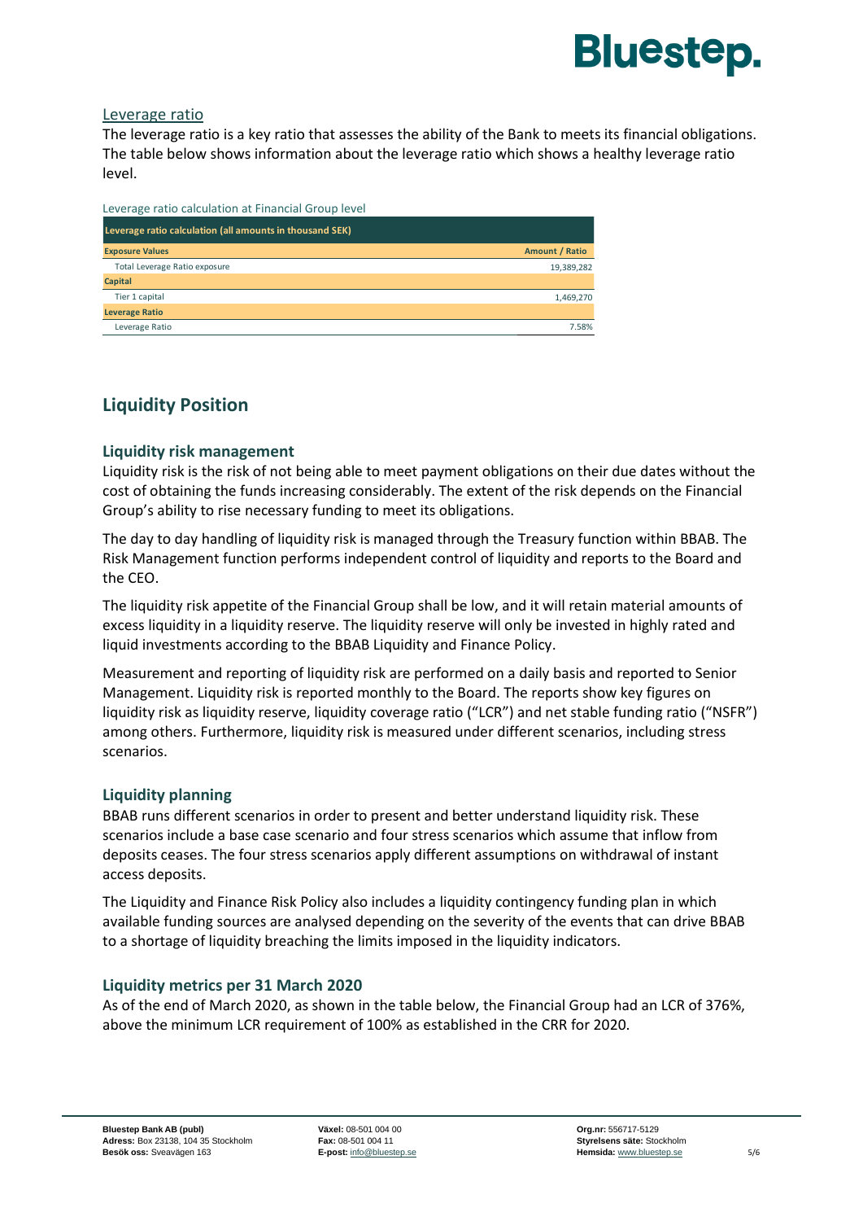### Leverage ratio

The leverage ratio is a key ratio that assesses the ability of the Bank to meets its financial obligations. The table below shows information about the leverage ratio which shows a healthy leverage ratio level.

Leverage ratio calculation at Financial Group level

| Leverage ratio calculation (all amounts in thousand SEK) | |
|---|---|
| **Exposure Values** | **Amount / Ratio** |
| Total Leverage Ratio exposure | 19,389,282 |
| **Capital** | |
| Tier 1 capital | 1,469,270 |
| **Leverage Ratio** | |
| Leverage Ratio | 7.58% |

## Liquidity Position

### Liquidity risk management

Liquidity risk is the risk of not being able to meet payment obligations on their due dates without the cost of obtaining the funds increasing considerably. The extent of the risk depends on the Financial Group's ability to rise necessary funding to meet its obligations.

The day to day handling of liquidity risk is managed through the Treasury function within BBAB. The Risk Management function performs independent control of liquidity and reports to the Board and the CEO.

The liquidity risk appetite of the Financial Group shall be low, and it will retain material amounts of excess liquidity in a liquidity reserve. The liquidity reserve will only be invested in highly rated and liquid investments according to the BBAB Liquidity and Finance Policy.

Measurement and reporting of liquidity risk are performed on a daily basis and reported to Senior Management. Liquidity risk is reported monthly to the Board. The reports show key figures on liquidity risk as liquidity reserve, liquidity coverage ratio ("LCR") and net stable funding ratio ("NSFR") among others. Furthermore, liquidity risk is measured under different scenarios, including stress scenarios.

### Liquidity planning

BBAB runs different scenarios in order to present and better understand liquidity risk. These scenarios include a base case scenario and four stress scenarios which assume that inflow from deposits ceases. The four stress scenarios apply different assumptions on withdrawal of instant access deposits.

The Liquidity and Finance Risk Policy also includes a liquidity contingency funding plan in which available funding sources are analysed depending on the severity of the events that can drive BBAB to a shortage of liquidity breaching the limits imposed in the liquidity indicators.

### Liquidity metrics per 31 March 2020

As of the end of March 2020, as shown in the table below, the Financial Group had an LCR of 376%, above the minimum LCR requirement of 100% as established in the CRR for 2020.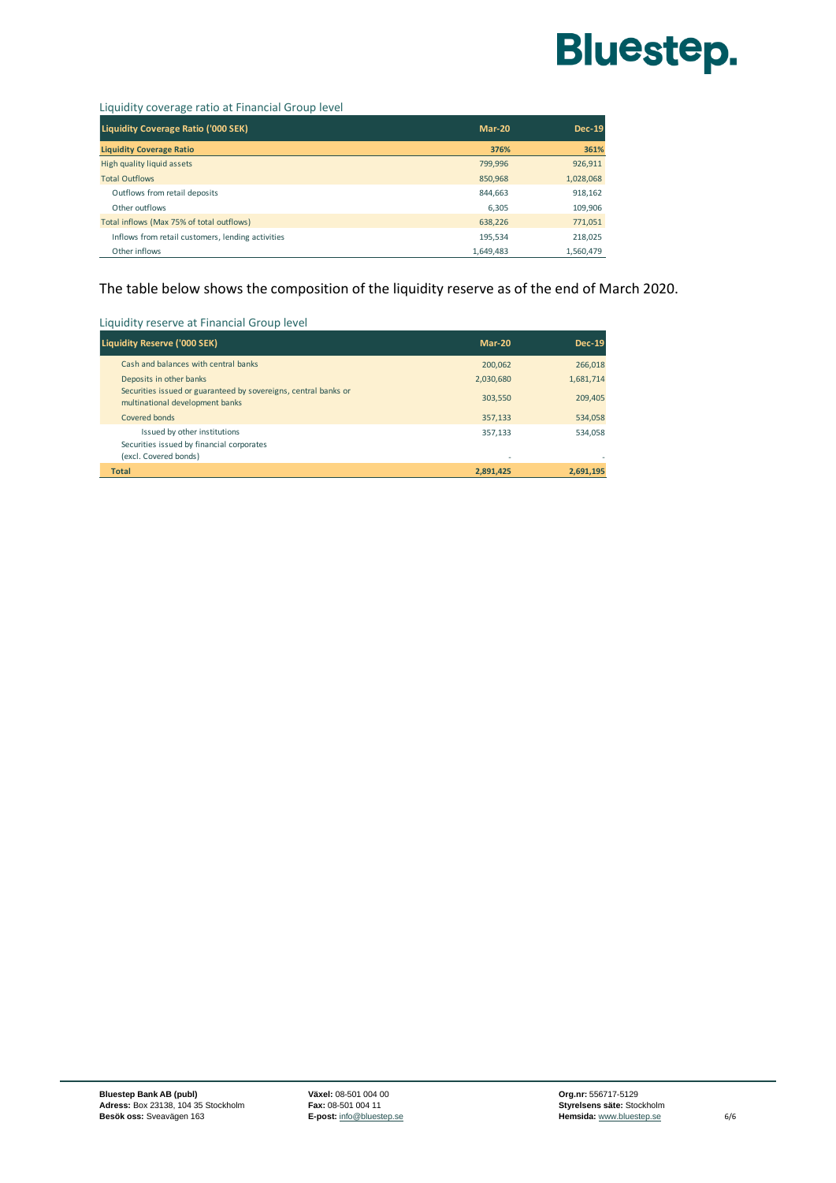Liquidity coverage ratio at Financial Group level

| Liquidity Coverage Ratio ('000 SEK) | Mar-20 | Dec-19 |
|---|---|---|
| **Liquidity Coverage Ratio** | **376%** | **361%** |
| High quality liquid assets | 799,996 | 926,911 |
| Total Outflows | 850,968 | 1,028,068 |
| Outflows from retail deposits | 844,663 | 918,162 |
| Other outflows | 6,305 | 109,906 |
| Total inflows (Max 75% of total outflows) | 638,226 | 771,051 |
| Inflows from retail customers, lending activities | 195,534 | 218,025 |
| Other inflows | 1,649,483 | 1,560,479 |

The table below shows the composition of the liquidity reserve as of the end of March 2020.

Liquidity reserve at Financial Group level

| Liquidity Reserve ('000 SEK) | Mar-20 | Dec-19 |
|---|---|---|
| Cash and balances with central banks | 200,062 | 266,018 |
| Deposits in other banks | 2,030,680 | 1,681,714 |
| Securities issued or guaranteed by sovereigns, central banks or multinational development banks | 303,550 | 209,405 |
| Covered bonds | 357,133 | 534,058 |
| Issued by other institutions | 357,133 | 534,058 |
| Securities issued by financial corporates (excl. Covered bonds) | - | - |
| **Total** | **2,891,425** | **2,691,195** |

**Bluestep Bank AB (publ)**
**Adress:** Box 23138, 104 35 Stockholm
**Besök oss:** Sveavägen 163

**Växel:** 08-501 004 00
**Fax:** 08-501 004 11
**E-post:** info@bluestep.se

**Org.nr:** 556717-5129
**Styrelsens säte:** Stockholm
**Hemsida:** www.bluestep.se